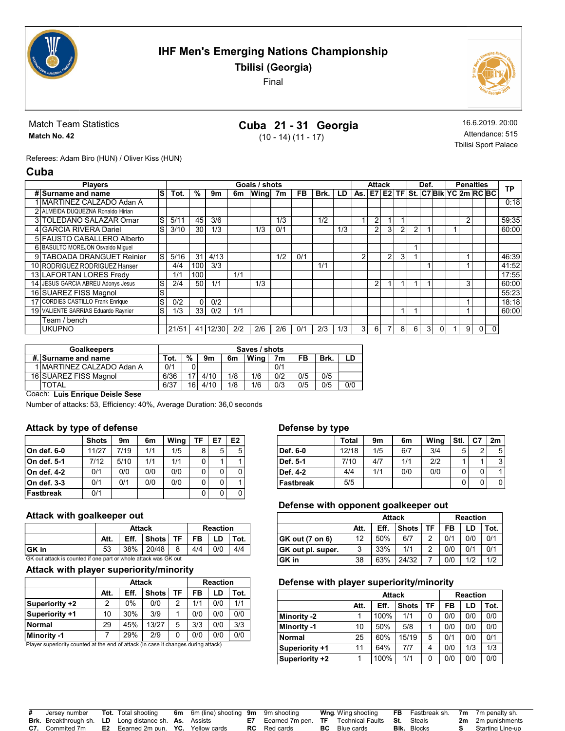# IHF Men's Emerging Nations Championship

## Tbilisi (Georgia)

Final

**Match Team Statistics**
**Match No. 42**

## Cuba 21 - 31 Georgia

(10 - 14) (11 - 17)

16.6.2019. 20:00
Attendance: 515
Tbilisi Sport Palace

Referees: Adam Biro (HUN) / Oliver Kiss (HUN)

## Cuba

| Players | | | Goals / shots | | | | | | | | | Attack | | | | Def. | | | Penalties | | | | TP |
|---|---|---|---|---|---|---|---|---|---|---|---|---|---|---|---|---|---|---|---|---|---|---|---|
| # | Surname and name | S | Tot. | % | 9m | 6m | Wing | 7m | FB | Brk. | LD | As. | E7 | E2 | TF | St. | C7 | Blk | YC | 2m | RC | BC | |
| 1 | MARTINEZ CALZADO Adan A | | | | | | | | | | | | | | | | | | | | | | 0:18 |
| 2 | ALMEIDA DUQUEZNA Ronaldo Hirian | | | | | | | | | | | | | | | | | | | | | | |
| 3 | TOLEDANO SALAZAR Omar | S | 5/11 | 45 | 3/6 | | | 1/3 | | 1/2 | | 1 | 2 | 1 | 1 | | | | | 2 | | | 59:35 |
| 4 | GARCIA RIVERA Dariel | S | 3/10 | 30 | 1/3 | | 1/3 | 0/1 | | | 1/3 | | 2 | 3 | 2 | 2 | 1 | | 1 | | | | 60:00 |
| 5 | FAUSTO CABALLERO Alberto | | | | | | | | | | | | | | | | | | | | | | |
| 6 | BASULTO MOREJON Osvaldo Miguel | | | | | | | | | | | | | | | 1 | | | | | | | |
| 9 | TABOADA DRANGUET Reinier | S | 5/16 | 31 | 4/13 | | | 1/2 | 0/1 | | | 2 | | 2 | 3 | 1 | | | | 1 | | | 46:39 |
| 10 | RODRIGUEZ RODRIGUEZ Hanser | | 4/4 | 100 | 3/3 | | | | | 1/1 | | | | | | | 1 | | | 1 | | | 41:52 |
| 13 | LAFORTAN LORES Fredy | | 1/1 | 100 | | 1/1 | | | | | | | | | | | | | | | | | 17:55 |
| 14 | JESUS GARCIA ABREU Adonys Jesus | S | 2/4 | 50 | 1/1 | | 1/3 | | | | | | 2 | 1 | 1 | 1 | 1 | | | 3 | | | 60:00 |
| 16 | SUAREZ FISS Magnol | S | | | | | | | | | | | | | | | | | | | | | 55:23 |
| 17 | CORDIES CASTILLO Frank Enrique | S | 0/2 | 0 | 0/2 | | | | | | | | | | | | | | | 1 | | | 18:18 |
| 19 | VALIENTE SARRIAS Eduardo Raynier | S | 1/3 | 33 | 0/2 | 1/1 | | | | | | | | | 1 | 1 | | | | 1 | | | 60:00 |
| | Team / bench | | | | | | | | | | | | | | | | | | | | | | |
| | UKUPNO | | 21/51 | 41 | 12/30 | 2/2 | 2/6 | 2/6 | 0/1 | 2/3 | 1/3 | 3 | 6 | 7 | 8 | 6 | 3 | 0 | 1 | 9 | 0 | 0 | |

| Goalkeepers | | Saves / shots | | | | | | | | |
|---|---|---|---|---|---|---|---|---|---|---|
| #. | Surname and name | Tot. | % | 9m | 6m | Wing | 7m | FB | Brk. | LD |
| 1 | MARTINEZ CALZADO Adan A | 0/1 | 0 | | | | 0/1 | | | |
| 16 | SUAREZ FISS Magnol | 6/36 | 17 | 4/10 | 1/8 | 1/6 | 0/2 | 0/5 | 0/5 | |
| | TOTAL | 6/37 | 16 | 4/10 | 1/8 | 1/6 | 0/3 | 0/5 | 0/5 | 0/0 |

Coach: **Luis Enrique Deisle Sese**

Number of attacks: 53, Efficiency: 40%, Average Duration: 36,0 seconds

### Attack by type of defense

| | Shots | 9m | 6m | Wing | TF | E7 | E2 |
|---|---|---|---|---|---|---|---|
| On def. 6-0 | 11/27 | 7/19 | 1/1 | 1/5 | 8 | 5 | 5 |
| On def. 5-1 | 7/12 | 5/10 | 1/1 | 1/1 | 0 | 1 | 1 |
| On def. 4-2 | 0/1 | 0/0 | 0/0 | 0/0 | 0 | 0 | 0 |
| On def. 3-3 | 0/1 | 0/1 | 0/0 | 0/0 | 0 | 0 | 1 |
| Fastbreak | 0/1 | | | | 0 | 0 | 0 |

### Defense by type

| | Total | 9m | 6m | Wing | Stl. | C7 | 2m |
|---|---|---|---|---|---|---|---|
| Def. 6-0 | 12/18 | 1/5 | 6/7 | 3/4 | 5 | 2 | 5 |
| Def. 5-1 | 7/10 | 4/7 | 1/1 | 2/2 | 1 | 1 | 3 |
| Def. 4-2 | 4/4 | 1/1 | 0/0 | 0/0 | 0 | 0 | 1 |
| Fastbreak | 5/5 | | | | 0 | 0 | 0 |

### Attack with goalkeeper out

| | Attack | | | | Reaction | | |
|---|---|---|---|---|---|---|---|
| | Att. | Eff. | Shots | TF | FB | LD | Tot. |
| GK in | 53 | 38% | 20/48 | 8 | 4/4 | 0/0 | 4/4 |

GK out attack is counted if one part or whole attack was GK out

### Defense with opponent goalkeeper out

| | Attack | | | | Reaction | | |
|---|---|---|---|---|---|---|---|
| | Att. | Eff. | Shots | TF | FB | LD | Tot. |
| GK out (7 on 6) | 12 | 50% | 6/7 | 2 | 0/1 | 0/0 | 0/1 |
| GK out pl. super. | 3 | 33% | 1/1 | 2 | 0/0 | 0/1 | 0/1 |
| GK in | 38 | 63% | 24/32 | 7 | 0/0 | 1/2 | 1/2 |

### Attack with player superiority/minority

| | Attack | | | | Reaction | | |
|---|---|---|---|---|---|---|---|
| | Att. | Eff. | Shots | TF | FB | LD | Tot. |
| Superiority +2 | 2 | 0% | 0/0 | 2 | 1/1 | 0/0 | 1/1 |
| Superiority +1 | 10 | 30% | 3/9 | 1 | 0/0 | 0/0 | 0/0 |
| Normal | 29 | 45% | 13/27 | 5 | 3/3 | 0/0 | 3/3 |
| Minority -1 | 7 | 29% | 2/9 | 0 | 0/0 | 0/0 | 0/0 |

Player superiority counted at the end of attack (in case it changes during attack)

### Defense with player superiority/minority

| | Attack | | | | Reaction | | |
|---|---|---|---|---|---|---|---|
| | Att. | Eff. | Shots | TF | FB | LD | Tot. |
| Minority -2 | 1 | 100% | 1/1 | 0 | 0/0 | 0/0 | 0/0 |
| Minority -1 | 10 | 50% | 5/8 | 1 | 0/0 | 0/0 | 0/0 |
| Normal | 25 | 60% | 15/19 | 5 | 0/1 | 0/0 | 0/1 |
| Superiority +1 | 11 | 64% | 7/7 | 4 | 0/0 | 1/3 | 1/3 |
| Superiority +2 | 1 | 100% | 1/1 | 0 | 0/0 | 0/0 | 0/0 |

**#** Jersey number **Tot.** Total shooting **6m** 6m (line) shooting **9m** 9m shooting **Wng.** Wing shooting **FB** Fastbreak sh. **7m** 7m penalty sh.
**Brk.** Breakthrough sh. **LD** Long distance sh. **As.** Assists **E7** Eearned 7m pen. **TF** Technical Faults **St.** Steals **2m** 2m punishments
**C7.** Commited 7m **E2** Earned 2m pun. **YC.** Yellow cards **RC** Red cards **BC** Blue cards **Blk.** Blocks **S** Starting Line-up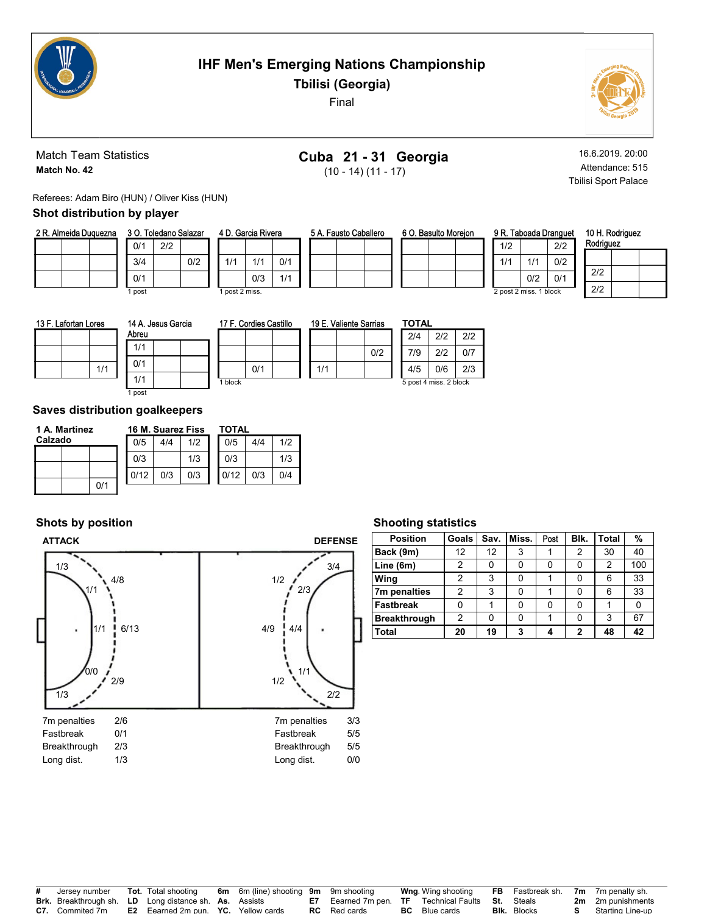# IHF Men's Emerging Nations Championship

## Tbilisi (Georgia)

Final

Match Team Statistics
**Match No. 42**

**Cuba 21 - 31 Georgia**
(10 - 14) (11 - 17)

16.6.2019. 20:00
Attendance: 515
Tbilisi Sport Palace

Referees: Adam Biro (HUN) / Oliver Kiss (HUN)

## Shot distribution by player

**2 R. Almeida Duquezna**

| | | |
|---|---|---|
| | | |
| | | |
| | | |

**3 O. Toledano Salazar**

| | | |
|---|---|---|
| 0/1 | 2/2 | |
| 3/4 | | 0/2 |
| 0/1 | | |

1 post

**4 D. Garcia Rivera**

| | | |
|---|---|---|
| | | |
| 1/1 | 1/1 | 0/1 |
| | 0/3 | 1/1 |

1 post 2 miss.

**5 A. Fausto Caballero**

| | | |
|---|---|---|
| | | |
| | | |
| | | |

**6 O. Basulto Morejon**

| | | |
|---|---|---|
| | | |
| | | |
| | | |

**9 R. Taboada Dranguet**

| | | |
|---|---|---|
| 1/2 | | 2/2 |
| 1/1 | 1/1 | 0/2 |
| | 0/2 | 0/1 |

2 post 2 miss. 1 block

**10 H. Rodriguez Rodriguez**

| | | |
|---|---|---|
| | | |
| 2/2 | | |
| 2/2 | | |

**13 F. Lafortan Lores**

| | | |
|---|---|---|
| | | |
| | | |
| | | 1/1 |

**14 A. Jesus Garcia Abreu**

| | | |
|---|---|---|
| 1/1 | | |
| 0/1 | | |
| 1/1 | | |

1 post

**17 F. Cordies Castillo**

| | | |
|---|---|---|
| | | |
| | | |
| | 0/1 | |

1 block

**19 E. Valiente Sarrias**

| | | |
|---|---|---|
| | | |
| | | 0/2 |
| 1/1 | | |

**TOTAL**

| | | |
|---|---|---|
| 2/4 | 2/2 | 2/2 |
| 7/9 | 2/2 | 0/7 |
| 4/5 | 0/6 | 2/3 |

5 post 4 miss. 2 block

## Saves distribution goalkeepers

**1 A. Martinez Calzado**

| | | |
|---|---|---|
| | | |
| | | |
| | 0/1 | |

**16 M. Suarez Fiss**

| | | |
|---|---|---|
| 0/5 | 4/4 | 1/2 |
| 0/3 | | 1/3 |
| 0/12 | 0/3 | 0/3 |

**TOTAL**

| | | |
|---|---|---|
| 0/5 | 4/4 | 1/2 |
| 0/3 | | 1/3 |
| 0/12 | 0/3 | 0/4 |

## Shots by position

**ATTACK**

1/3, 4/8, 1/1, 1/1, 6/13, 0/0, 2/9, 1/3

| | |
|---|---|
| 7m penalties | 2/6 |
| Fastbreak | 0/1 |
| Breakthrough | 2/3 |
| Long dist. | 1/3 |

**DEFENSE**

3/4, 1/2, 2/3, 4/9, 4/4, 1/1, 1/2, 2/2

| | |
|---|---|
| 7m penalties | 3/3 |
| Fastbreak | 5/5 |
| Breakthrough | 5/5 |
| Long dist. | 0/0 |

## Shooting statistics

| Position | Goals | Sav. | Miss. | Post | Blk. | Total | % |
|---|---|---|---|---|---|---|---|
| Back (9m) | 12 | 12 | 3 | 1 | 2 | 30 | 40 |
| Line (6m) | 2 | 0 | 0 | 0 | 0 | 2 | 100 |
| Wing | 2 | 3 | 0 | 1 | 0 | 6 | 33 |
| 7m penalties | 2 | 3 | 0 | 1 | 0 | 6 | 33 |
| Fastbreak | 0 | 1 | 0 | 0 | 0 | 1 | 0 |
| Breakthrough | 2 | 0 | 0 | 1 | 0 | 3 | 67 |
| **Total** | **20** | **19** | **3** | **4** | **2** | **48** | **42** |

| | | | | | | | | | | | | | | | |
|---|---|---|---|---|---|---|---|---|---|---|---|---|---|---|---|
| # | Jersey number | Tot. | Total shooting | 6m | 6m (line) shooting | 9m | 9m shooting | Wng. | Wing shooting | FB | Fastbreak sh. | 7m | 7m penalty sh. |
| Brk. | Breakthrough sh. | LD | Long distance sh. | As. | Assists | E7 | Eearned 7m pen. | TF | Technical Faults | St. | Steals | 2m | 2m punishments |
| C7. | Commited 7m | E2 | Earned 2m pun. | YC. | Yellow cards | RC | Red cards | BC | Blue cards | Blk. | Blocks | S | Starting Line-up |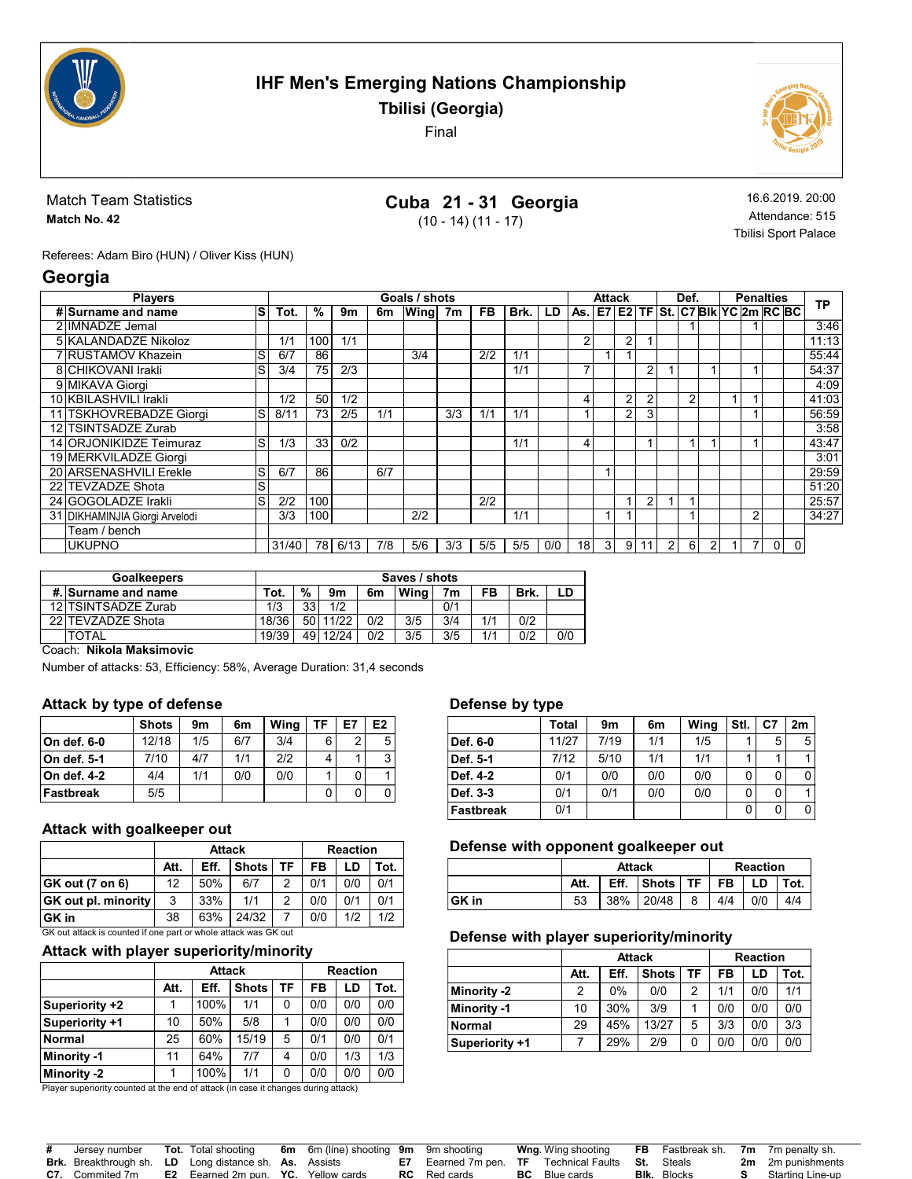# IHF Men's Emerging Nations Championship

## Tbilisi (Georgia)

Final

Match Team Statistics
**Match No. 42**

**Cuba 21 - 31 Georgia**
(10 - 14) (11 - 17)

16.6.2019. 20:00
Attendance: 515
Tbilisi Sport Palace

Referees: Adam Biro (HUN) / Oliver Kiss (HUN)

## Georgia

| Players | | | Goals / shots | | | | | | | | | Attack | | | | Def. | | | Penalties | | | | TP |
|---|---|---|---|---|---|---|---|---|---|---|---|---|---|---|---|---|---|---|---|---|---|---|---|
| # | Surname and name | S | Tot. | % | 9m | 6m | Wing | 7m | FB | Brk. | LD | As. | E7 | E2 | TF | St. | C7 | Blk | YC | 2m | RC | BC | |
| 2 | IMNADZE Jemal | | | | | | | | | | | | | | | | 1 | | | 1 | | | 3:46 |
| 5 | KALANDADZE Nikoloz | | 1/1 | 100 | 1/1 | | | | | | | 2 | | 2 | 1 | | | | | | | | 11:13 |
| 7 | RUSTAMOV Khazein | S | 6/7 | 86 | | | 3/4 | | 2/2 | 1/1 | | | 1 | 1 | | | | | | | | | 55:44 |
| 8 | CHIKOVANI Irakli | S | 3/4 | 75 | 2/3 | | | | | 1/1 | | 7 | | | 2 | 1 | | 1 | | 1 | | | 54:37 |
| 9 | MIKAVA Giorgi | | | | | | | | | | | | | | | | | | | | | | 4:09 |
| 10 | KBILASHVILI Irakli | | 1/2 | 50 | 1/2 | | | | | | | 4 | | 2 | 2 | | 2 | | 1 | 1 | | | 41:03 |
| 11 | TSKHOVREBADZE Giorgi | S | 8/11 | 73 | 2/5 | 1/1 | | 3/3 | 1/1 | 1/1 | | 1 | | 2 | 3 | | | | | 1 | | | 56:59 |
| 12 | TSINTSADZE Zurab | | | | | | | | | | | | | | | | | | | | | | 3:58 |
| 14 | ORJONIKIDZE Teimuraz | S | 1/3 | 33 | 0/2 | | | | | 1/1 | | 4 | | | 1 | | 1 | 1 | | 1 | | | 43:47 |
| 19 | MERKVILADZE Giorgi | | | | | | | | | | | | | | | | | | | | | | 3:01 |
| 20 | ARSENASHVILI Erekle | S | 6/7 | 86 | | 6/7 | | | | | | | 1 | | | | | | | | | | 29:59 |
| 22 | TEVZADZE Shota | S | | | | | | | | | | | | | | | | | | | | | 51:20 |
| 24 | GOGOLADZE Irakli | S | 2/2 | 100 | | | | | 2/2 | | | | | 1 | 2 | 1 | 1 | | | | | | 25:57 |
| 31 | DIKHAMINJIA Giorgi Arvelodi | | 3/3 | 100 | | | 2/2 | | | 1/1 | | | 1 | 1 | | | 1 | | | 2 | | | 34:27 |
| | Team / bench | | | | | | | | | | | | | | | | | | | | | | |
| | UKUPNO | | 31/40 | 78 | 6/13 | 7/8 | 5/6 | 3/3 | 5/5 | 5/5 | 0/0 | 18 | 3 | 9 | 11 | 2 | 6 | 2 | 1 | 7 | 0 | 0 | |

| Goalkeepers | | Saves / shots | | | | | | | | |
|---|---|---|---|---|---|---|---|---|---|---|
| #. | Surname and name | Tot. | % | 9m | 6m | Wing | 7m | FB | Brk. | LD |
| 12 | TSINTSADZE Zurab | 1/3 | 33 | 1/2 | | | 0/1 | | | |
| 22 | TEVZADZE Shota | 18/36 | 50 | 11/22 | 0/2 | 3/5 | 3/4 | 1/1 | 0/2 | |
| | TOTAL | 19/39 | 49 | 12/24 | 0/2 | 3/5 | 3/5 | 1/1 | 0/2 | 0/0 |

Coach: **Nikola Maksimovic**

Number of attacks: 53, Efficiency: 58%, Average Duration: 31,4 seconds

### Attack by type of defense

| | Shots | 9m | 6m | Wing | TF | E7 | E2 |
|---|---|---|---|---|---|---|---|
| **On def. 6-0** | 12/18 | 1/5 | 6/7 | 3/4 | 6 | 2 | 5 |
| **On def. 5-1** | 7/10 | 4/7 | 1/1 | 2/2 | 4 | 1 | 3 |
| **On def. 4-2** | 4/4 | 1/1 | 0/0 | 0/0 | 1 | 0 | 1 |
| **Fastbreak** | 5/5 | | | | 0 | 0 | 0 |

### Defense by type

| | Total | 9m | 6m | Wing | Stl. | C7 | 2m |
|---|---|---|---|---|---|---|---|
| **Def. 6-0** | 11/27 | 7/19 | 1/1 | 1/5 | 1 | 5 | 5 |
| **Def. 5-1** | 7/12 | 5/10 | 1/1 | 1/1 | 1 | 1 | 1 |
| **Def. 4-2** | 0/1 | 0/0 | 0/0 | 0/0 | 0 | 0 | 0 |
| **Def. 3-3** | 0/1 | 0/1 | 0/0 | 0/0 | 0 | 0 | 1 |
| **Fastbreak** | 0/1 | | | | 0 | 0 | 0 |

### Attack with goalkeeper out

| | Attack | | | | Reaction | | |
|---|---|---|---|---|---|---|---|
| | Att. | Eff. | Shots | TF | FB | LD | Tot. |
| **GK out (7 on 6)** | 12 | 50% | 6/7 | 2 | 0/1 | 0/0 | 0/1 |
| **GK out pl. minority** | 3 | 33% | 1/1 | 2 | 0/0 | 0/1 | 0/1 |
| **GK in** | 38 | 63% | 24/32 | 7 | 0/0 | 1/2 | 1/2 |

GK out attack is counted if one part or whole attack was GK out

### Defense with opponent goalkeeper out

| | Attack | | | | Reaction | | |
|---|---|---|---|---|---|---|---|
| | Att. | Eff. | Shots | TF | FB | LD | Tot. |
| **GK in** | 53 | 38% | 20/48 | 8 | 4/4 | 0/0 | 4/4 |

### Attack with player superiority/minority

| | Attack | | | | Reaction | | |
|---|---|---|---|---|---|---|---|
| | Att. | Eff. | Shots | TF | FB | LD | Tot. |
| **Superiority +2** | 1 | 100% | 1/1 | 0 | 0/0 | 0/0 | 0/0 |
| **Superiority +1** | 10 | 50% | 5/8 | 1 | 0/0 | 0/0 | 0/0 |
| **Normal** | 25 | 60% | 15/19 | 5 | 0/1 | 0/0 | 0/1 |
| **Minority -1** | 11 | 64% | 7/7 | 4 | 0/0 | 1/3 | 1/3 |
| **Minority -2** | 1 | 100% | 1/1 | 0 | 0/0 | 0/0 | 0/0 |

Player superiority counted at the end of attack (in case it changes during attack)

### Defense with player superiority/minority

| | Attack | | | | Reaction | | |
|---|---|---|---|---|---|---|---|
| | Att. | Eff. | Shots | TF | FB | LD | Tot. |
| **Minority -2** | 2 | 0% | 0/0 | 2 | 1/1 | 0/0 | 1/1 |
| **Minority -1** | 10 | 30% | 3/9 | 1 | 0/0 | 0/0 | 0/0 |
| **Normal** | 29 | 45% | 13/27 | 5 | 3/3 | 0/0 | 3/3 |
| **Superiority +1** | 7 | 29% | 2/9 | 0 | 0/0 | 0/0 | 0/0 |

**#** Jersey number **Tot.** Total shooting **6m** 6m (line) shooting **9m** 9m shooting **Wng.** Wing shooting **FB** Fastbreak sh. **7m** 7m penalty sh.
**Brk.** Breakthrough sh. **LD** Long distance sh. **As.** Assists **E7** Eearned 7m pen. **TF** Technical Faults **St.** Steals **2m** 2m punishments
**C7.** Commited 7m **E2** Earned 2m pun. **YC.** Yellow cards **RC** Red cards **BC** Blue cards **Blk.** Blocks **S** Starting Line-up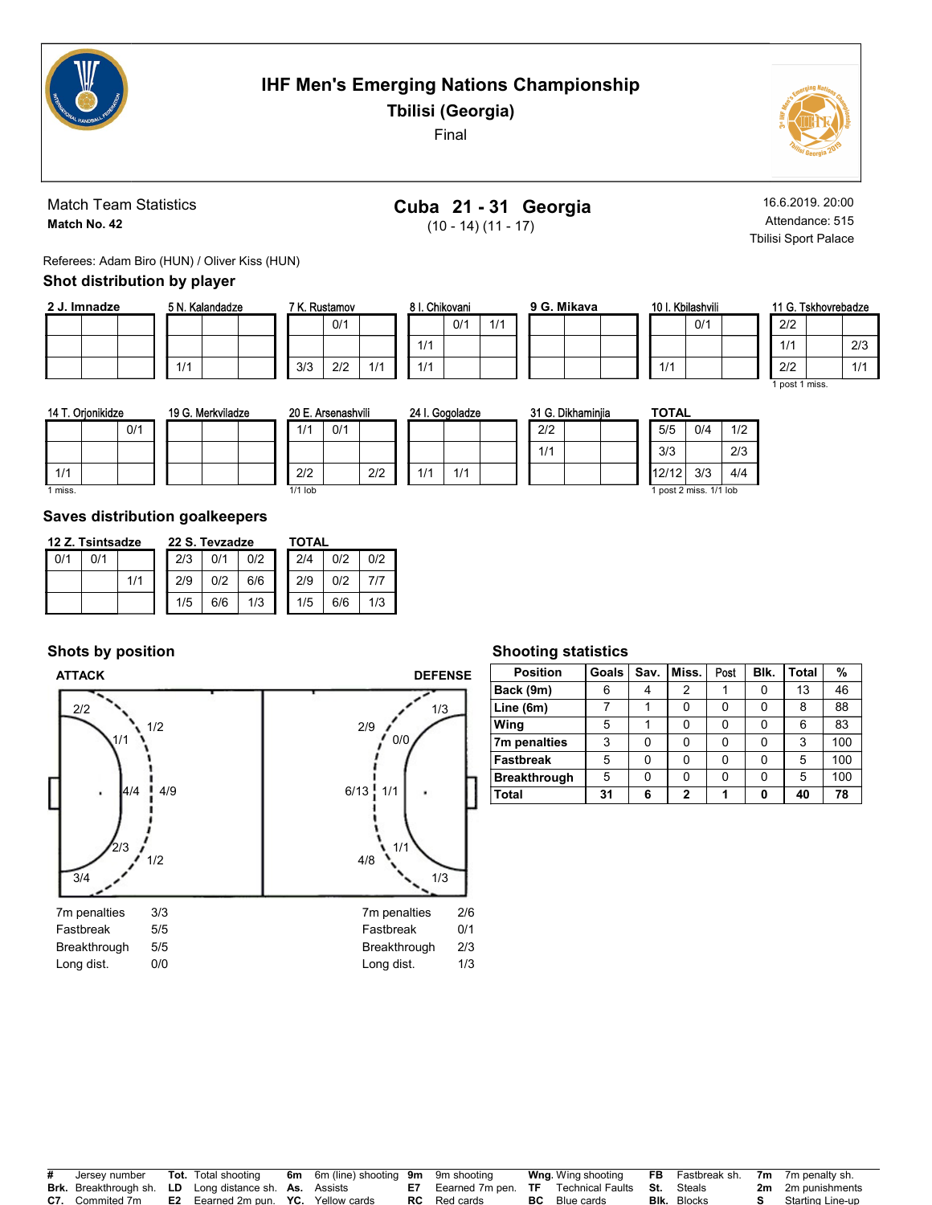# IHF Men's Emerging Nations Championship

## Tbilisi (Georgia)

Final

Match Team Statistics
**Match No. 42**

**Cuba 21 - 31 Georgia**
(10 - 14) (11 - 17)

16.6.2019. 20:00
Attendance: 515
Tbilisi Sport Palace

Referees: Adam Biro (HUN) / Oliver Kiss (HUN)

## Shot distribution by player

**2 J. Imnadze**

| | | |
|---|---|---|
| | | |
| | | |
| | | |

**5 N. Kalandadze**

| | | |
|---|---|---|
| | | |
| | | |
| 1/1 | | |

**7 K. Rustamov**

| | | |
|---|---|---|
| | 0/1 | |
| | | |
| 3/3 | 2/2 | 1/1 |

**8 I. Chikovani**

| | | |
|---|---|---|
| | 0/1 | 1/1 |
| 1/1 | | |
| 1/1 | | |

**9 G. Mikava**

| | | |
|---|---|---|
| | | |
| | | |
| | | |

**10 I. Kbilashvili**

| | | |
|---|---|---|
| | 0/1 | |
| | | |
| 1/1 | | |

**11 G. Tskhovrebadze**

| | | |
|---|---|---|
| 2/2 | | |
| 1/1 | | 2/3 |
| 2/2 | | 1/1 |

1 post 1 miss.

**14 T. Orjonikidze**

| | | |
|---|---|---|
| | | 0/1 |
| | | |
| 1/1 | | |

1 miss.

**19 G. Merkviladze**

| | | |
|---|---|---|
| | | |
| | | |
| | | |

**20 E. Arsenashvili**

| | | |
|---|---|---|
| 1/1 | 0/1 | |
| | | |
| 2/2 | | 2/2 |

1/1 lob

**24 I. Gogoladze**

| | | |
|---|---|---|
| | | |
| | | |
| 1/1 | 1/1 | |

**31 G. Dikhaminjia**

| | | |
|---|---|---|
| 2/2 | | |
| 1/1 | | |
| | | |

**TOTAL**

| | | |
|---|---|---|
| 5/5 | 0/4 | 1/2 |
| 3/3 | | 2/3 |
| 12/12 | 3/3 | 4/4 |

1 post 2 miss. 1/1 lob

## Saves distribution goalkeepers

**12 Z. Tsintsadze**

| | | |
|---|---|---|
| 0/1 | 0/1 | |
| | | 1/1 |
| | | |

**22 S. Tevzadze**

| | | |
|---|---|---|
| 2/3 | 0/1 | 0/2 |
| 2/9 | 0/2 | 6/6 |
| 1/5 | 6/6 | 1/3 |

**TOTAL**

| | | |
|---|---|---|
| 2/4 | 0/2 | 0/2 |
| 2/9 | 0/2 | 7/7 |
| 1/5 | 6/6 | 1/3 |

## Shots by position

ATTACK

2/2
1/2
1/1
4/4
4/9
2/3
1/2
3/4

7m penalties 3/3
Fastbreak 5/5
Breakthrough 5/5
Long dist. 0/0

DEFENSE

1/3
2/9
0/0
6/13
1/1
1/1
4/8
1/3

7m penalties 2/6
Fastbreak 0/1
Breakthrough 2/3
Long dist. 1/3

## Shooting statistics

| Position | Goals | Sav. | Miss. | Post | Blk. | Total | % |
|---|---|---|---|---|---|---|---|
| Back (9m) | 6 | 4 | 2 | 1 | 0 | 13 | 46 |
| Line (6m) | 7 | 1 | 0 | 0 | 0 | 8 | 88 |
| Wing | 5 | 1 | 0 | 0 | 0 | 6 | 83 |
| 7m penalties | 3 | 0 | 0 | 0 | 0 | 3 | 100 |
| Fastbreak | 5 | 0 | 0 | 0 | 0 | 5 | 100 |
| Breakthrough | 5 | 0 | 0 | 0 | 0 | 5 | 100 |
| **Total** | **31** | **6** | **2** | **1** | **0** | **40** | **78** |

| | | | | | | | | | | | | | |
|---|---|---|---|---|---|---|---|---|---|---|---|---|---|
| **#** | Jersey number | **Tot.** | Total shooting | **6m** | 6m (line) shooting | **9m** | 9m shooting | **Wng.** | Wing shooting | **FB** | Fastbreak sh. | **7m** | 7m penalty sh. |
| **Brk.** | Breakthrough sh. | **LD** | Long distance sh. | **As.** | Assists | **E7** | Eearned 7m pen. | **TF** | Technical Faults | **St.** | Steals | **2m** | 2m punishments |
| **C7.** | Commited 7m | **E2** | Earned 2m pun. | **YC.** | Yellow cards | **RC** | Red cards | **BC** | Blue cards | **Blk.** | Blocks | **S** | Starting Line-up |